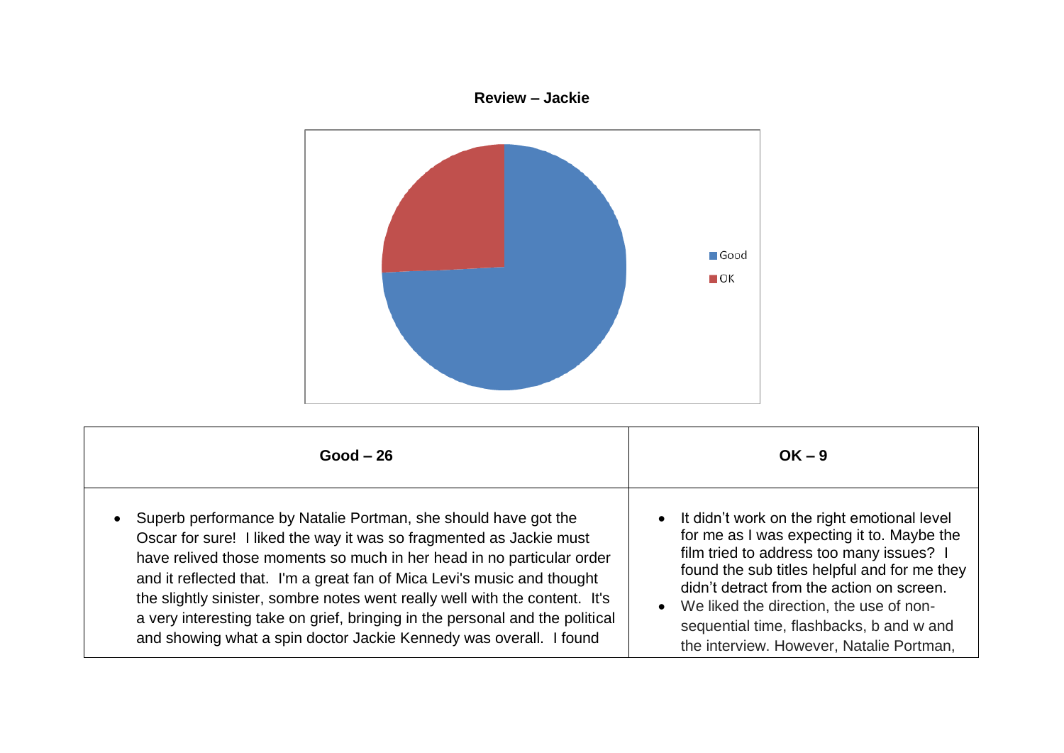**Review – Jackie**

| Good – 26 | OK – 9 |
|---|---|
| • Superb performance by Natalie Portman, she should have got the Oscar for sure! I liked the way it was so fragmented as Jackie must have relived those moments so much in her head in no particular order and it reflected that. I'm a great fan of Mica Levi's music and thought the slightly sinister, sombre notes went really well with the content. It's a very interesting take on grief, bringing in the personal and the political and showing what a spin doctor Jackie Kennedy was overall. I found | • It didn't work on the right emotional level for me as I was expecting it to. Maybe the film tried to address too many issues? I found the sub titles helpful and for me they didn't detract from the action on screen. <br> • We liked the direction, the use of non-sequential time, flashbacks, b and w and the interview. However, Natalie Portman, |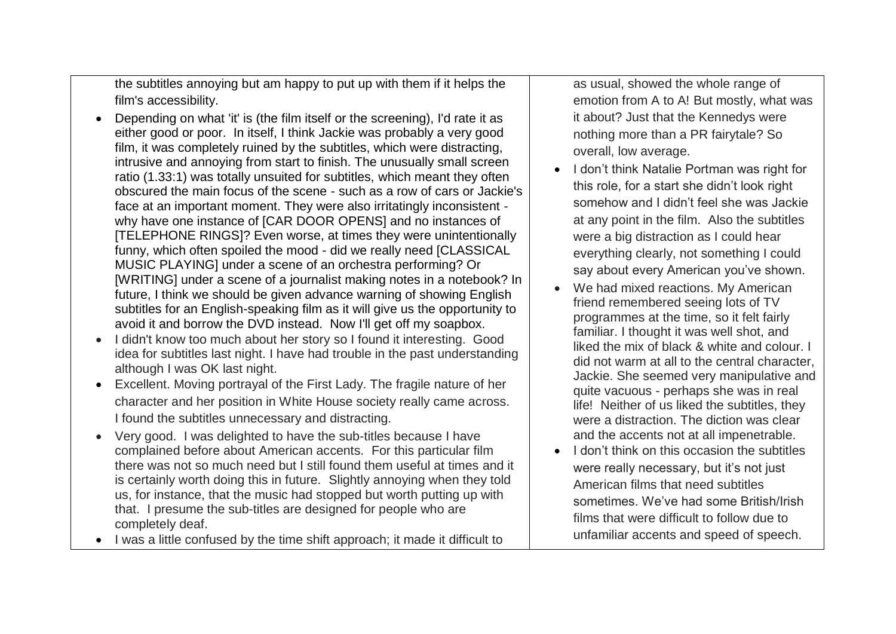the subtitles annoying but am happy to put up with them if it helps the film's accessibility.

- Depending on what 'it' is (the film itself or the screening), I'd rate it as either good or poor. In itself, I think Jackie was probably a very good film, it was completely ruined by the subtitles, which were distracting, intrusive and annoying from start to finish. The unusually small screen ratio (1.33:1) was totally unsuited for subtitles, which meant they often obscured the main focus of the scene - such as a row of cars or Jackie's face at an important moment. They were also irritatingly inconsistent - why have one instance of [CAR DOOR OPENS] and no instances of [TELEPHONE RINGS]? Even worse, at times they were unintentionally funny, which often spoiled the mood - did we really need [CLASSICAL MUSIC PLAYING] under a scene of an orchestra performing? Or [WRITING] under a scene of a journalist making notes in a notebook? In future, I think we should be given advance warning of showing English subtitles for an English-speaking film as it will give us the opportunity to avoid it and borrow the DVD instead. Now I'll get off my soapbox.
- I didn't know too much about her story so I found it interesting. Good idea for subtitles last night. I have had trouble in the past understanding although I was OK last night.
- Excellent. Moving portrayal of the First Lady. The fragile nature of her character and her position in White House society really came across. I found the subtitles unnecessary and distracting.
- Very good. I was delighted to have the sub-titles because I have complained before about American accents. For this particular film there was not so much need but I still found them useful at times and it is certainly worth doing this in future. Slightly annoying when they told us, for instance, that the music had stopped but worth putting up with that. I presume the sub-titles are designed for people who are completely deaf.
- I was a little confused by the time shift approach; it made it difficult to

as usual, showed the whole range of emotion from A to A! But mostly, what was it about? Just that the Kennedys were nothing more than a PR fairytale? So overall, low average.

- I don't think Natalie Portman was right for this role, for a start she didn't look right somehow and I didn't feel she was Jackie at any point in the film. Also the subtitles were a big distraction as I could hear everything clearly, not something I could say about every American you've shown.
- We had mixed reactions. My American friend remembered seeing lots of TV programmes at the time, so it felt fairly familiar. I thought it was well shot, and liked the mix of black & white and colour. I did not warm at all to the central character, Jackie. She seemed very manipulative and quite vacuous - perhaps she was in real life! Neither of us liked the subtitles, they were a distraction. The diction was clear and the accents not at all impenetrable.
- I don't think on this occasion the subtitles were really necessary, but it's not just American films that need subtitles sometimes. We've had some British/Irish films that were difficult to follow due to unfamiliar accents and speed of speech.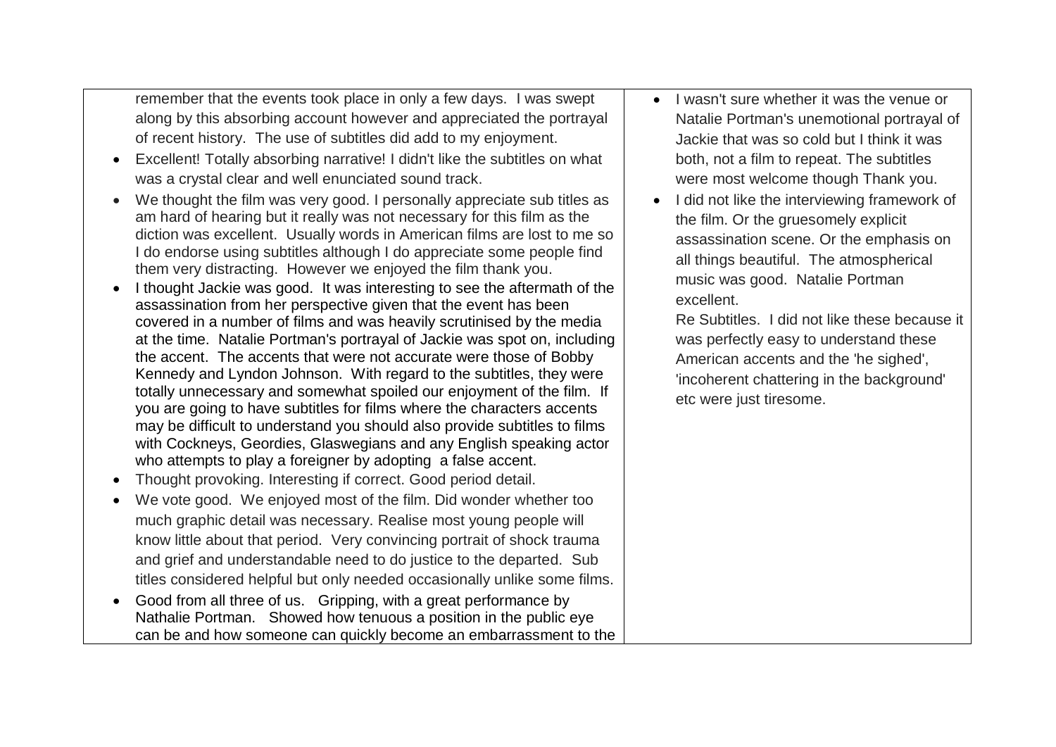remember that the events took place in only a few days. I was swept along by this absorbing account however and appreciated the portrayal of recent history. The use of subtitles did add to my enjoyment.

- Excellent! Totally absorbing narrative! I didn't like the subtitles on what was a crystal clear and well enunciated sound track.
- We thought the film was very good. I personally appreciate sub titles as am hard of hearing but it really was not necessary for this film as the diction was excellent. Usually words in American films are lost to me so I do endorse using subtitles although I do appreciate some people find them very distracting. However we enjoyed the film thank you.
- I thought Jackie was good. It was interesting to see the aftermath of the assassination from her perspective given that the event has been covered in a number of films and was heavily scrutinised by the media at the time. Natalie Portman's portrayal of Jackie was spot on, including the accent. The accents that were not accurate were those of Bobby Kennedy and Lyndon Johnson. With regard to the subtitles, they were totally unnecessary and somewhat spoiled our enjoyment of the film. If you are going to have subtitles for films where the characters accents may be difficult to understand you should also provide subtitles to films with Cockneys, Geordies, Glaswegians and any English speaking actor who attempts to play a foreigner by adopting a false accent.
- Thought provoking. Interesting if correct. Good period detail.
- We vote good. We enjoyed most of the film. Did wonder whether too much graphic detail was necessary. Realise most young people will know little about that period. Very convincing portrait of shock trauma and grief and understandable need to do justice to the departed. Sub titles considered helpful but only needed occasionally unlike some films.
- Good from all three of us. Gripping, with a great performance by Nathalie Portman. Showed how tenuous a position in the public eye can be and how someone can quickly become an embarrassment to the

- I wasn't sure whether it was the venue or Natalie Portman's unemotional portrayal of Jackie that was so cold but I think it was both, not a film to repeat. The subtitles were most welcome though Thank you.
- I did not like the interviewing framework of the film. Or the gruesomely explicit assassination scene. Or the emphasis on all things beautiful. The atmospherical music was good. Natalie Portman excellent.

  Re Subtitles. I did not like these because it was perfectly easy to understand these American accents and the 'he sighed', 'incoherent chattering in the background' etc were just tiresome.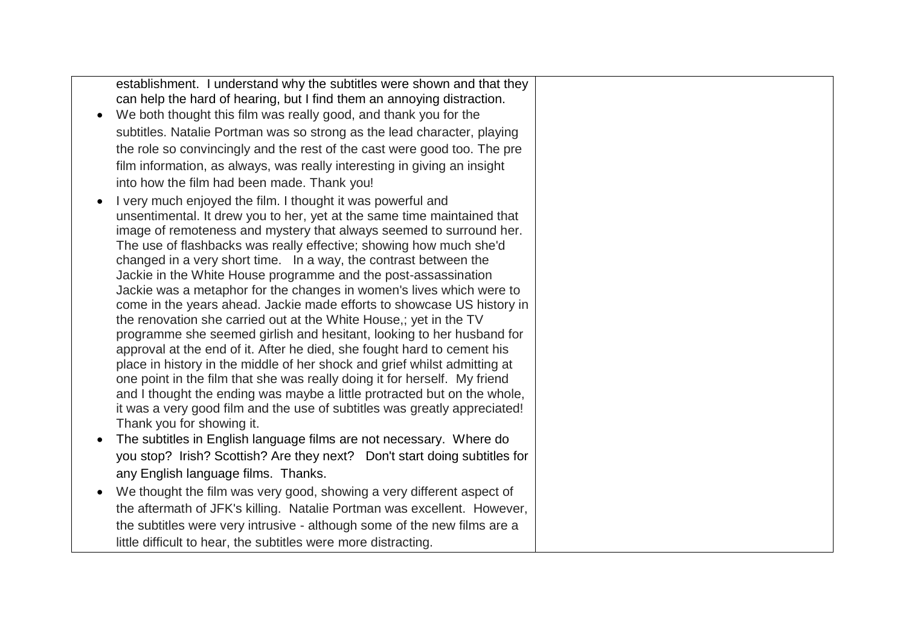| | |
|---|---|
| establishment. I understand why the subtitles were shown and that they can help the hard of hearing, but I find them an annoying distraction.<br>• We both thought this film was really good, and thank you for the subtitles. Natalie Portman was so strong as the lead character, playing the role so convincingly and the rest of the cast were good too. The pre film information, as always, was really interesting in giving an insight into how the film had been made. Thank you!<br>• I very much enjoyed the film. I thought it was powerful and unsentimental. It drew you to her, yet at the same time maintained that image of remoteness and mystery that always seemed to surround her. The use of flashbacks was really effective; showing how much she'd changed in a very short time. In a way, the contrast between the Jackie in the White House programme and the post-assassination Jackie was a metaphor for the changes in women's lives which were to come in the years ahead. Jackie made efforts to showcase US history in the renovation she carried out at the White House,; yet in the TV programme she seemed girlish and hesitant, looking to her husband for approval at the end of it. After he died, she fought hard to cement his place in history in the middle of her shock and grief whilst admitting at one point in the film that she was really doing it for herself. My friend and I thought the ending was maybe a little protracted but on the whole, it was a very good film and the use of subtitles was greatly appreciated! Thank you for showing it.<br>• The subtitles in English language films are not necessary. Where do you stop? Irish? Scottish? Are they next? Don't start doing subtitles for any English language films. Thanks.<br>• We thought the film was very good, showing a very different aspect of the aftermath of JFK's killing. Natalie Portman was excellent. However, the subtitles were very intrusive - although some of the new films are a little difficult to hear, the subtitles were more distracting. | |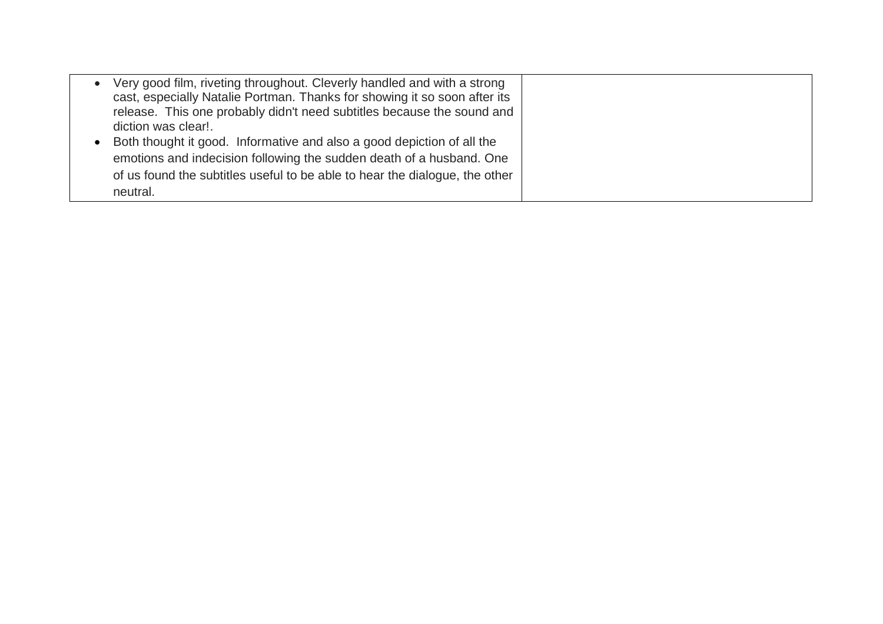| | |
|---|---|
| • Very good film, riveting throughout. Cleverly handled and with a strong cast, especially Natalie Portman. Thanks for showing it so soon after its release. This one probably didn't need subtitles because the sound and diction was clear!.<br>• Both thought it good. Informative and also a good depiction of all the emotions and indecision following the sudden death of a husband. One of us found the subtitles useful to be able to hear the dialogue, the other neutral. | |